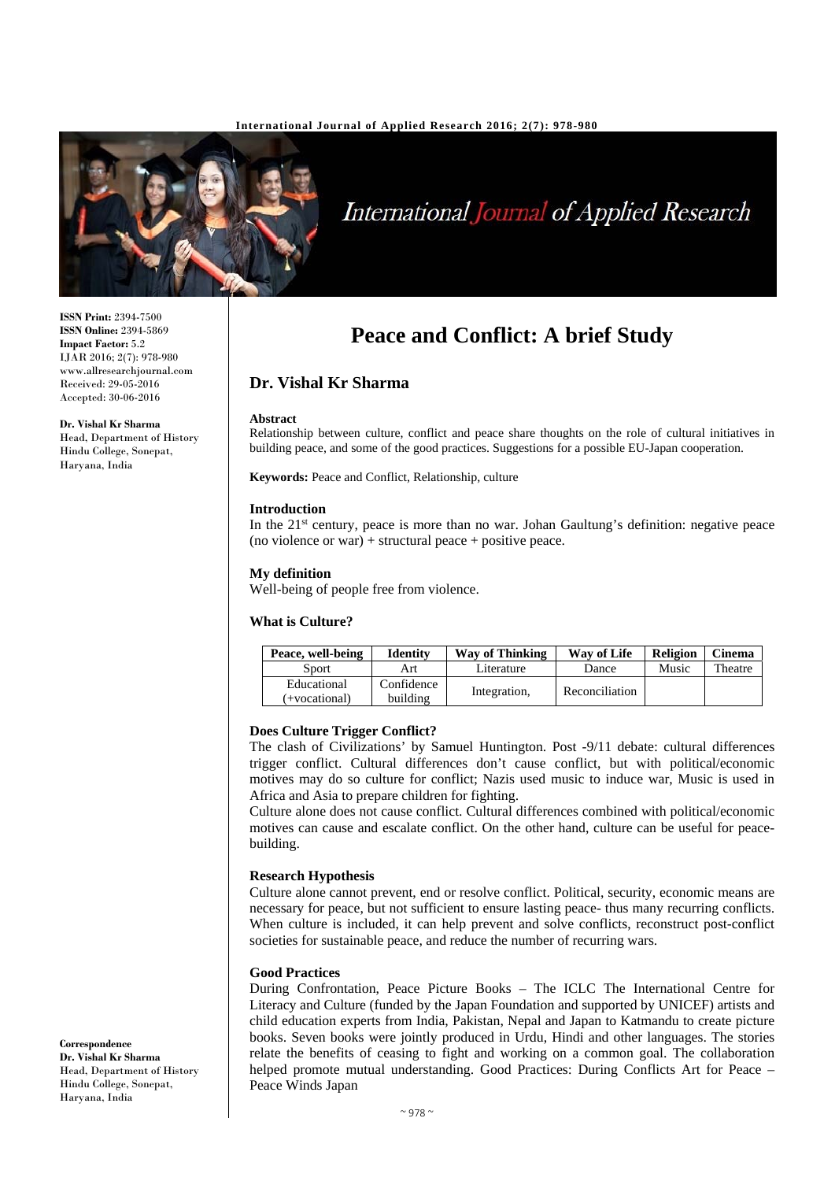# Peace and Conflict: A brief Study

## Dr. Vishal Kr Sharma

**ISSN Print:** 2394-7500
**ISSN Online:** 2394-5869
**Impact Factor:** 5.2
IJAR 2016; 2(7): 978-980
www.allresearchjournal.com
Received: 29-05-2016
Accepted: 30-06-2016

**Dr. Vishal Kr Sharma**
Head, Department of History
Hindu College, Sonepat,
Haryana, India

**Correspondence**
**Dr. Vishal Kr Sharma**
Head, Department of History
Hindu College, Sonepat,
Haryana, India

### Abstract

Relationship between culture, conflict and peace share thoughts on the role of cultural initiatives in building peace, and some of the good practices. Suggestions for a possible EU-Japan cooperation.

**Keywords:** Peace and Conflict, Relationship, culture

### Introduction

In the 21st century, peace is more than no war. Johan Gaultung's definition: negative peace (no violence or war) + structural peace + positive peace.

### My definition

Well-being of people free from violence.

### What is Culture?

| Peace, well-being | Identity | Way of Thinking | Way of Life | Religion | Cinema |
|---|---|---|---|---|---|
| Sport | Art | Literature | Dance | Music | Theatre |
| Educational (+vocational) | Confidence building | Integration, | Reconciliation | | |

### Does Culture Trigger Conflict?

The clash of Civilizations' by Samuel Huntington. Post -9/11 debate: cultural differences trigger conflict. Cultural differences don't cause conflict, but with political/economic motives may do so culture for conflict; Nazis used music to induce war, Music is used in Africa and Asia to prepare children for fighting.

Culture alone does not cause conflict. Cultural differences combined with political/economic motives can cause and escalate conflict. On the other hand, culture can be useful for peace-building.

### Research Hypothesis

Culture alone cannot prevent, end or resolve conflict. Political, security, economic means are necessary for peace, but not sufficient to ensure lasting peace- thus many recurring conflicts. When culture is included, it can help prevent and solve conflicts, reconstruct post-conflict societies for sustainable peace, and reduce the number of recurring wars.

### Good Practices

During Confrontation, Peace Picture Books – The ICLC The International Centre for Literacy and Culture (funded by the Japan Foundation and supported by UNICEF) artists and child education experts from India, Pakistan, Nepal and Japan to Katmandu to create picture books. Seven books were jointly produced in Urdu, Hindi and other languages. The stories relate the benefits of ceasing to fight and working on a common goal. The collaboration helped promote mutual understanding. Good Practices: During Conflicts Art for Peace – Peace Winds Japan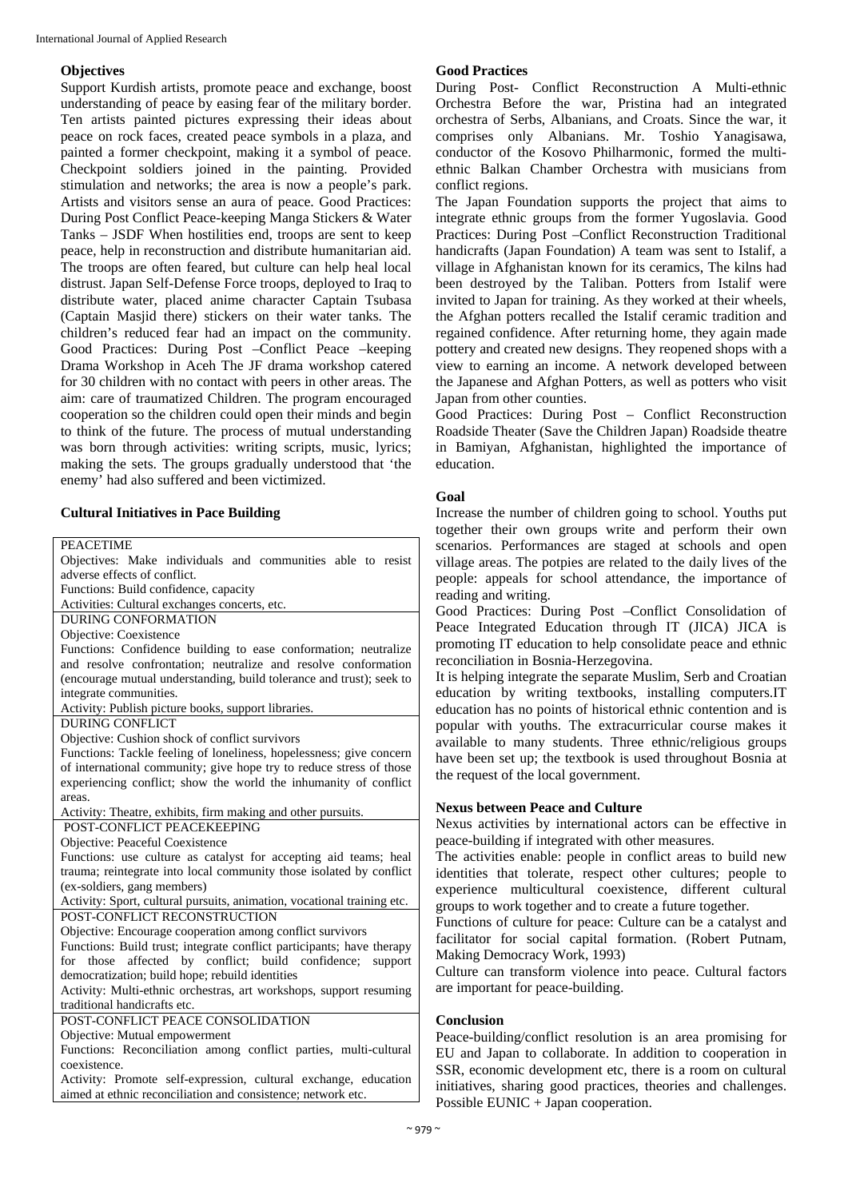### Objectives

Support Kurdish artists, promote peace and exchange, boost understanding of peace by easing fear of the military border. Ten artists painted pictures expressing their ideas about peace on rock faces, created peace symbols in a plaza, and painted a former checkpoint, making it a symbol of peace. Checkpoint soldiers joined in the painting. Provided stimulation and networks; the area is now a people's park. Artists and visitors sense an aura of peace. Good Practices: During Post Conflict Peace-keeping Manga Stickers & Water Tanks – JSDF When hostilities end, troops are sent to keep peace, help in reconstruction and distribute humanitarian aid. The troops are often feared, but culture can help heal local distrust. Japan Self-Defense Force troops, deployed to Iraq to distribute water, placed anime character Captain Tsubasa (Captain Masjid there) stickers on their water tanks. The children's reduced fear had an impact on the community. Good Practices: During Post –Conflict Peace –keeping Drama Workshop in Aceh The JF drama workshop catered for 30 children with no contact with peers in other areas. The aim: care of traumatized Children. The program encouraged cooperation so the children could open their minds and begin to think of the future. The process of mutual understanding was born through activities: writing scripts, music, lyrics; making the sets. The groups gradually understood that 'the enemy' had also suffered and been victimized.

### Cultural Initiatives in Pace Building

| PEACETIME |
|---|
| Objectives: Make individuals and communities able to resist adverse effects of conflict. |
| Functions: Build confidence, capacity |
| Activities: Cultural exchanges concerts, etc. |
| DURING CONFORMATION |
| Objective: Coexistence |
| Functions: Confidence building to ease conformation; neutralize and resolve confrontation; neutralize and resolve conformation (encourage mutual understanding, build tolerance and trust); seek to integrate communities. |
| Activity: Publish picture books, support libraries. |
| DURING CONFLICT |
| Objective: Cushion shock of conflict survivors |
| Functions: Tackle feeling of loneliness, hopelessness; give concern of international community; give hope try to reduce stress of those experiencing conflict; show the world the inhumanity of conflict areas. |
| Activity: Theatre, exhibits, firm making and other pursuits. |
| POST-CONFLICT PEACEKEEPING |
| Objective: Peaceful Coexistence |
| Functions: use culture as catalyst for accepting aid teams; heal trauma; reintegrate into local community those isolated by conflict (ex-soldiers, gang members) |
| Activity: Sport, cultural pursuits, animation, vocational training etc. |
| POST-CONFLICT RECONSTRUCTION |
| Objective: Encourage cooperation among conflict survivors |
| Functions: Build trust; integrate conflict participants; have therapy for those affected by conflict; build confidence; support democratization; build hope; rebuild identities |
| Activity: Multi-ethnic orchestras, art workshops, support resuming traditional handicrafts etc. |
| POST-CONFLICT PEACE CONSOLIDATION |
| Objective: Mutual empowerment |
| Functions: Reconciliation among conflict parties, multi-cultural coexistence. |
| Activity: Promote self-expression, cultural exchange, education aimed at ethnic reconciliation and consistence; network etc. |

### Good Practices

During Post- Conflict Reconstruction A Multi-ethnic Orchestra Before the war, Pristina had an integrated orchestra of Serbs, Albanians, and Croats. Since the war, it comprises only Albanians. Mr. Toshio Yanagisawa, conductor of the Kosovo Philharmonic, formed the multi-ethnic Balkan Chamber Orchestra with musicians from conflict regions.

The Japan Foundation supports the project that aims to integrate ethnic groups from the former Yugoslavia. Good Practices: During Post –Conflict Reconstruction Traditional handicrafts (Japan Foundation) A team was sent to Istalif, a village in Afghanistan known for its ceramics, The kilns had been destroyed by the Taliban. Potters from Istalif were invited to Japan for training. As they worked at their wheels, the Afghan potters recalled the Istalif ceramic tradition and regained confidence. After returning home, they again made pottery and created new designs. They reopened shops with a view to earning an income. A network developed between the Japanese and Afghan Potters, as well as potters who visit Japan from other counties.

Good Practices: During Post – Conflict Reconstruction Roadside Theater (Save the Children Japan) Roadside theatre in Bamiyan, Afghanistan, highlighted the importance of education.

### Goal

Increase the number of children going to school. Youths put together their own groups write and perform their own scenarios. Performances are staged at schools and open village areas. The potpies are related to the daily lives of the people: appeals for school attendance, the importance of reading and writing.

Good Practices: During Post –Conflict Consolidation of Peace Integrated Education through IT (JICA) JICA is promoting IT education to help consolidate peace and ethnic reconciliation in Bosnia-Herzegovina.

It is helping integrate the separate Muslim, Serb and Croatian education by writing textbooks, installing computers.IT education has no points of historical ethnic contention and is popular with youths. The extracurricular course makes it available to many students. Three ethnic/religious groups have been set up; the textbook is used throughout Bosnia at the request of the local government.

### Nexus between Peace and Culture

Nexus activities by international actors can be effective in peace-building if integrated with other measures.

The activities enable: people in conflict areas to build new identities that tolerate, respect other cultures; people to experience multicultural coexistence, different cultural groups to work together and to create a future together.

Functions of culture for peace: Culture can be a catalyst and facilitator for social capital formation. (Robert Putnam, Making Democracy Work, 1993)

Culture can transform violence into peace. Cultural factors are important for peace-building.

### Conclusion

Peace-building/conflict resolution is an area promising for EU and Japan to collaborate. In addition to cooperation in SSR, economic development etc, there is a room on cultural initiatives, sharing good practices, theories and challenges. Possible EUNIC + Japan cooperation.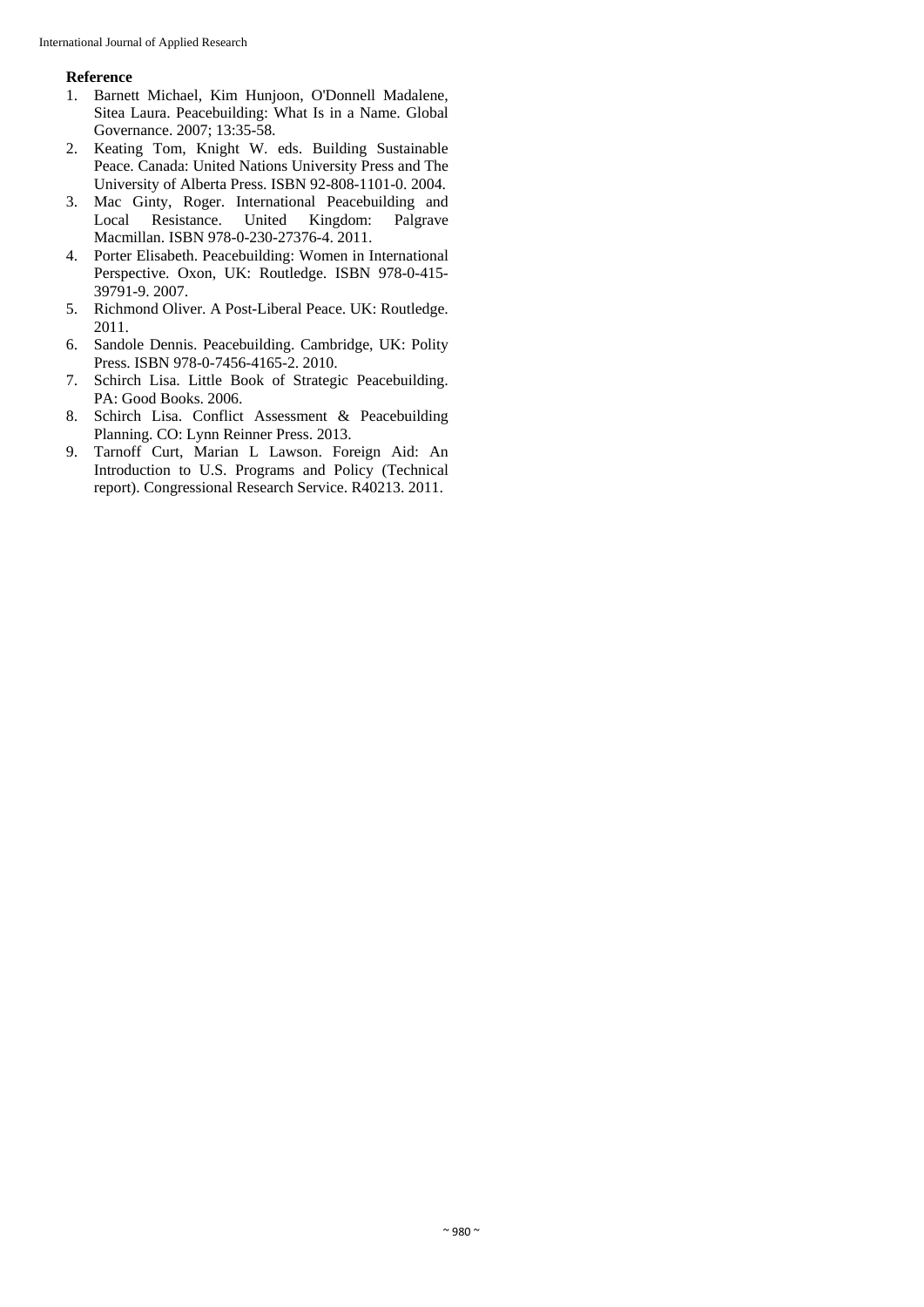**Reference**

1. Barnett Michael, Kim Hunjoon, O'Donnell Madalene, Sitea Laura. Peacebuilding: What Is in a Name. Global Governance. 2007; 13:35-58.
2. Keating Tom, Knight W. eds. Building Sustainable Peace. Canada: United Nations University Press and The University of Alberta Press. ISBN 92-808-1101-0. 2004.
3. Mac Ginty, Roger. International Peacebuilding and Local Resistance. United Kingdom: Palgrave Macmillan. ISBN 978-0-230-27376-4. 2011.
4. Porter Elisabeth. Peacebuilding: Women in International Perspective. Oxon, UK: Routledge. ISBN 978-0-415-39791-9. 2007.
5. Richmond Oliver. A Post-Liberal Peace. UK: Routledge. 2011.
6. Sandole Dennis. Peacebuilding. Cambridge, UK: Polity Press. ISBN 978-0-7456-4165-2. 2010.
7. Schirch Lisa. Little Book of Strategic Peacebuilding. PA: Good Books. 2006.
8. Schirch Lisa. Conflict Assessment & Peacebuilding Planning. CO: Lynn Reinner Press. 2013.
9. Tarnoff Curt, Marian L Lawson. Foreign Aid: An Introduction to U.S. Programs and Policy (Technical report). Congressional Research Service. R40213. 2011.